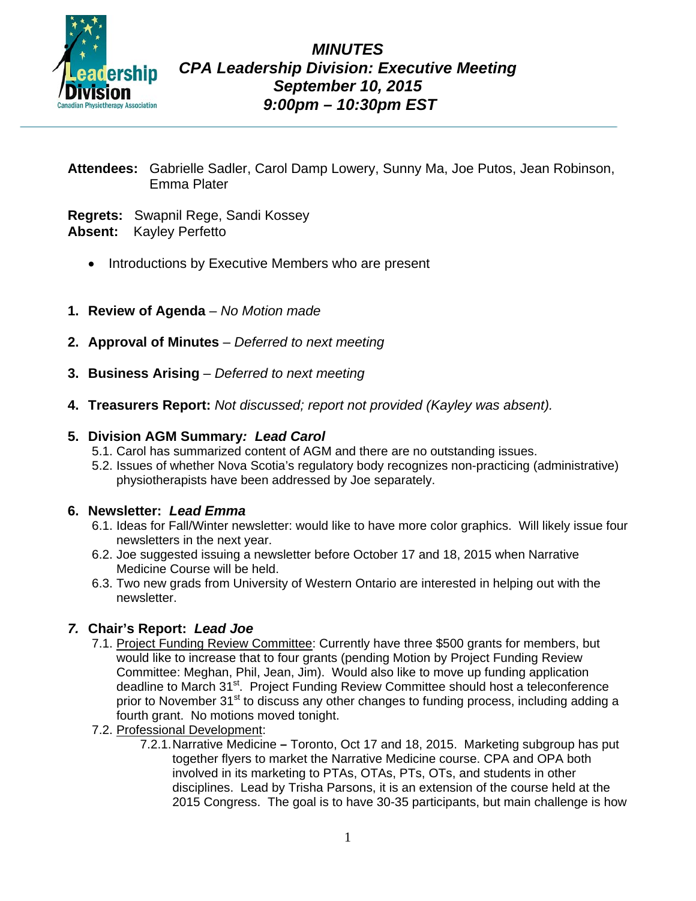# MINUTES
## CPA Leadership Division: Executive Meeting
## September 10, 2015
## 9:00pm – 10:30pm EST

**Attendees:** Gabrielle Sadler, Carol Damp Lowery, Sunny Ma, Joe Putos, Jean Robinson, Emma Plater

**Regrets:** Swapnil Rege, Sandi Kossey
**Absent:** Kayley Perfetto

- Introductions by Executive Members who are present

1. **Review of Agenda** – *No Motion made*

2. **Approval of Minutes** – *Deferred to next meeting*

3. **Business Arising** – *Deferred to next meeting*

4. **Treasurers Report:** *Not discussed; report not provided (Kayley was absent).*

5. **Division AGM Summary*: Lead Carol***
   - 5.1. Carol has summarized content of AGM and there are no outstanding issues.
   - 5.2. Issues of whether Nova Scotia's regulatory body recognizes non-practicing (administrative) physiotherapists have been addressed by Joe separately.

6. **Newsletter: *Lead Emma***
   - 6.1. Ideas for Fall/Winter newsletter: would like to have more color graphics. Will likely issue four newsletters in the next year.
   - 6.2. Joe suggested issuing a newsletter before October 17 and 18, 2015 when Narrative Medicine Course will be held.
   - 6.3. Two new grads from University of Western Ontario are interested in helping out with the newsletter.

7. ***Chair's Report: Lead Joe***
   - 7.1. <u>Project Funding Review Committee</u>: Currently have three $500 grants for members, but would like to increase that to four grants (pending Motion by Project Funding Review Committee: Meghan, Phil, Jean, Jim). Would also like to move up funding application deadline to March 31st. Project Funding Review Committee should host a teleconference prior to November 31st to discuss any other changes to funding process, including adding a fourth grant. No motions moved tonight.
   - 7.2. <u>Professional Development</u>:
     - 7.2.1. Narrative Medicine **–** Toronto, Oct 17 and 18, 2015. Marketing subgroup has put together flyers to market the Narrative Medicine course. CPA and OPA both involved in its marketing to PTAs, OTAs, PTs, OTs, and students in other disciplines. Lead by Trisha Parsons, it is an extension of the course held at the 2015 Congress. The goal is to have 30-35 participants, but main challenge is how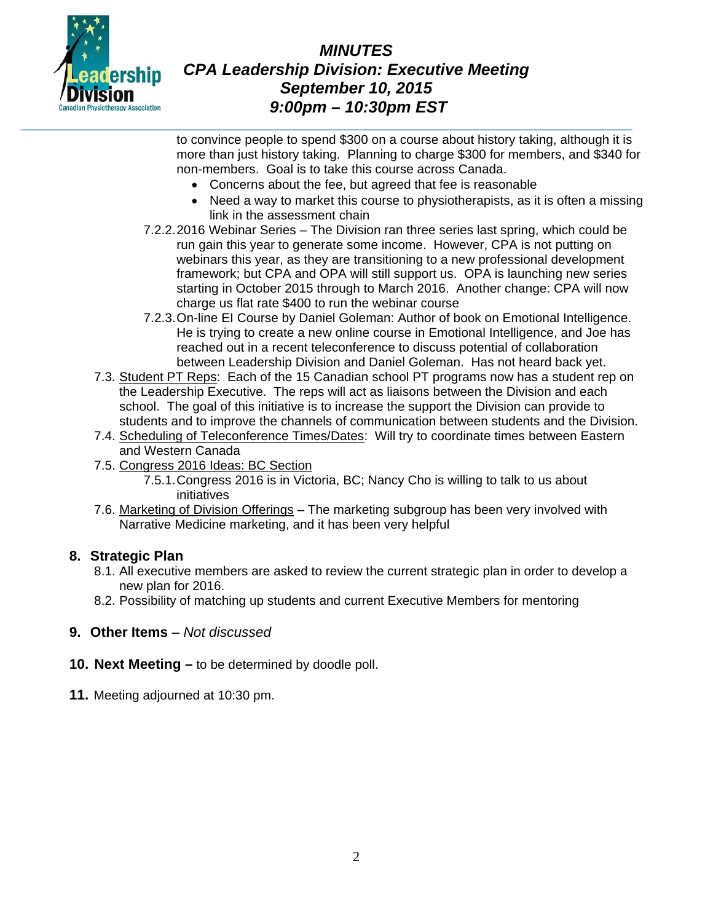to convince people to spend $300 on a course about history taking, although it is more than just history taking. Planning to charge $300 for members, and $340 for non-members. Goal is to take this course across Canada.

- Concerns about the fee, but agreed that fee is reasonable
- Need a way to market this course to physiotherapists, as it is often a missing link in the assessment chain

7.2.2. 2016 Webinar Series – The Division ran three series last spring, which could be run gain this year to generate some income. However, CPA is not putting on webinars this year, as they are transitioning to a new professional development framework; but CPA and OPA will still support us. OPA is launching new series starting in October 2015 through to March 2016. Another change: CPA will now charge us flat rate $400 to run the webinar course

7.2.3. On-line EI Course by Daniel Goleman: Author of book on Emotional Intelligence. He is trying to create a new online course in Emotional Intelligence, and Joe has reached out in a recent teleconference to discuss potential of collaboration between Leadership Division and Daniel Goleman. Has not heard back yet.

7.3. Student PT Reps: Each of the 15 Canadian school PT programs now has a student rep on the Leadership Executive. The reps will act as liaisons between the Division and each school. The goal of this initiative is to increase the support the Division can provide to students and to improve the channels of communication between students and the Division.

7.4. Scheduling of Teleconference Times/Dates: Will try to coordinate times between Eastern and Western Canada

7.5. Congress 2016 Ideas: BC Section

7.5.1. Congress 2016 is in Victoria, BC; Nancy Cho is willing to talk to us about initiatives

7.6. Marketing of Division Offerings – The marketing subgroup has been very involved with Narrative Medicine marketing, and it has been very helpful

## 8. Strategic Plan

8.1. All executive members are asked to review the current strategic plan in order to develop a new plan for 2016.

8.2. Possibility of matching up students and current Executive Members for mentoring

## 9. Other Items – *Not discussed*

## 10. Next Meeting – to be determined by doodle poll.

## 11. Meeting adjourned at 10:30 pm.